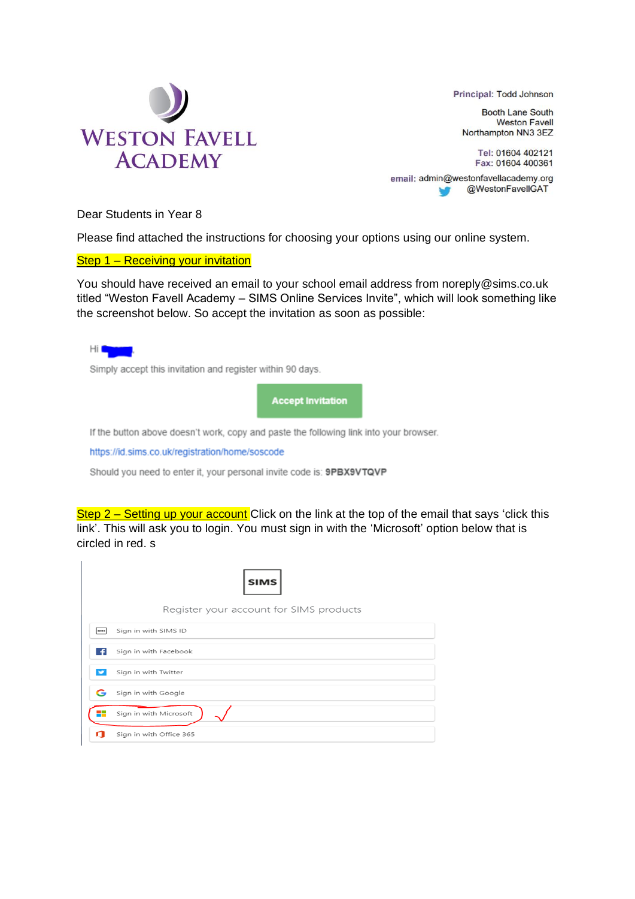# WESTON FAVELL ACADEMY

**Principal:** Todd Johnson

Booth Lane South
Weston Favell
Northampton NN3 3EZ

**Tel:** 01604 402121
**Fax:** 01604 400361

**email:** admin@westonfavellacademy.org
@WestonFavellGAT

Dear Students in Year 8

Please find attached the instructions for choosing your options using our online system.

**Step 1 – Receiving your invitation**

You should have received an email to your school email address from noreply@sims.co.uk titled "Weston Favell Academy – SIMS Online Services Invite", which will look something like the screenshot below. So accept the invitation as soon as possible:

Hi

Simply accept this invitation and register within 90 days.

Accept Invitation

If the button above doesn't work, copy and paste the following link into your browser.

https://id.sims.co.uk/registration/home/soscode

Should you need to enter it, your personal invite code is: **9PBX9VTQVP**

**Step 2 – Setting up your account** Click on the link at the top of the email that says 'click this link'. This will ask you to login. You must sign in with the 'Microsoft' option below that is circled in red. s

SIMS

Register your account for SIMS products

- Sign in with SIMS ID
- Sign in with Facebook
- Sign in with Twitter
- Sign in with Google
- Sign in with Microsoft
- Sign in with Office 365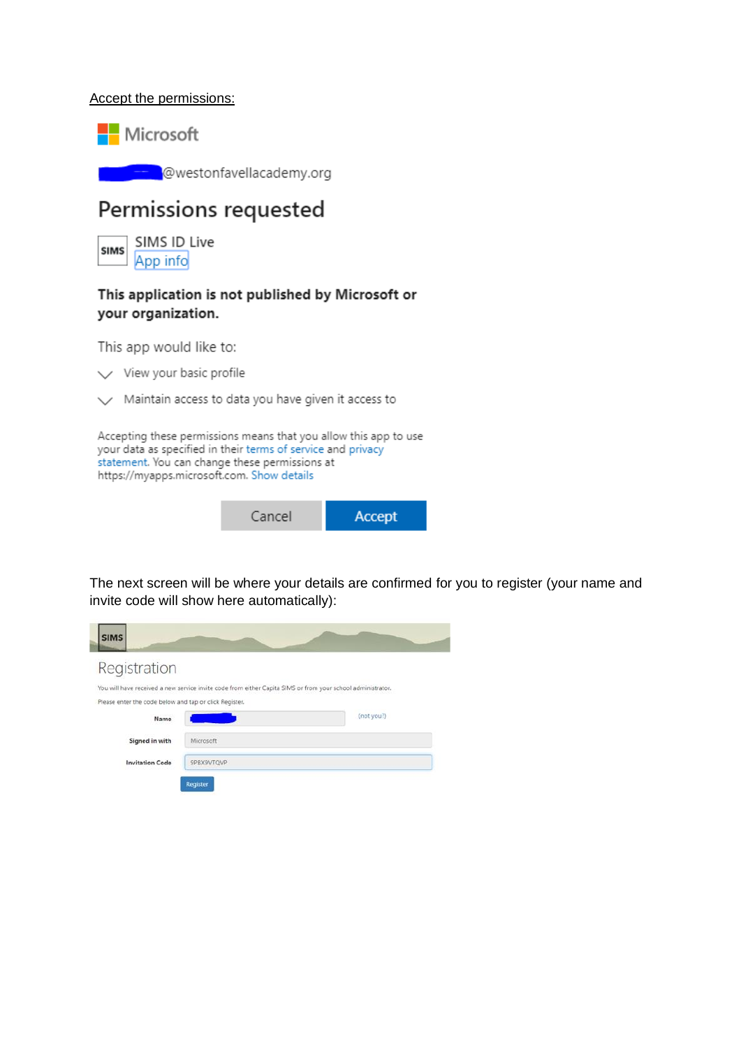Accept the permissions:

Microsoft

@westonfavellacademy.org

## Permissions requested

SIMS ID Live
App info

**This application is not published by Microsoft or your organization.**

This app would like to:

- View your basic profile
- Maintain access to data you have given it access to

Accepting these permissions means that you allow this app to use your data as specified in their terms of service and privacy statement. You can change these permissions at https://myapps.microsoft.com. Show details

Cancel | Accept

The next screen will be where your details are confirmed for you to register (your name and invite code will show here automatically):

SIMS

Registration

You will have received a new service invite code from either Capita SIMS or from your school administrator.

Please enter the code below and tap or click Register.

| | | |
|---|---|---|
| Name | | (not you?) |
| Signed in with | Microsoft | |
| Invitation Code | 9P8X9VTQVP | |

Register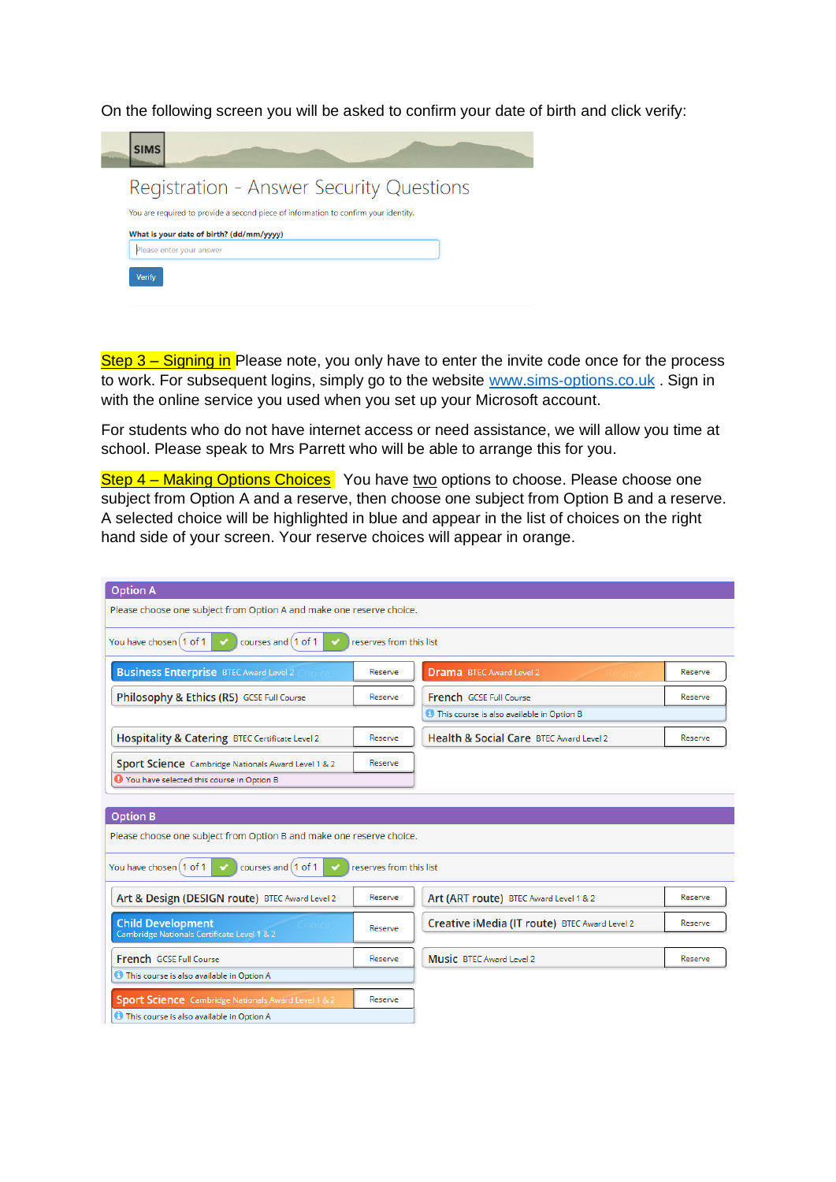On the following screen you will be asked to confirm your date of birth and click verify:

SIMS

Registration - Answer Security Questions

You are required to provide a second piece of information to confirm your identity.

**What is your date of birth? (dd/mm/yyyy)**

Please enter your answer

Verify

Step 3 – Signing in Please note, you only have to enter the invite code once for the process to work. For subsequent logins, simply go to the website www.sims-options.co.uk . Sign in with the online service you used when you set up your Microsoft account.

For students who do not have internet access or need assistance, we will allow you time at school. Please speak to Mrs Parrett who will be able to arrange this for you.

Step 4 – Making Options Choices You have two options to choose. Please choose one subject from Option A and a reserve, then choose one subject from Option B and a reserve. A selected choice will be highlighted in blue and appear in the list of choices on the right hand side of your screen. Your reserve choices will appear in orange.

**Option A**

Please choose one subject from Option A and make one reserve choice.

You have chosen 1 of 1 courses and 1 of 1 reserves from this list

| | | | |
|---|---|---|---|
| Business Enterprise BTEC Award Level 2 (Choice) | Reserve | Drama BTEC Award Level 2 (Reserve) | Reserve |
| Philosophy & Ethics (RS) GCSE Full Course | Reserve | French GCSE Full Course — This course is also available in Option B | Reserve |
| Hospitality & Catering BTEC Certificate Level 2 | Reserve | Health & Social Care BTEC Award Level 2 | Reserve |
| Sport Science Cambridge Nationals Award Level 1 & 2 — You have selected this course in Option B | Reserve | | |

**Option B**

Please choose one subject from Option B and make one reserve choice.

You have chosen 1 of 1 courses and 1 of 1 reserves from this list

| | | | |
|---|---|---|---|
| Art & Design (DESIGN route) BTEC Award Level 2 | Reserve | Art (ART route) BTEC Award Level 1 & 2 | Reserve |
| Child Development Cambridge Nationals Certificate Level 1 & 2 (Choice) | Reserve | Creative iMedia (IT route) BTEC Award Level 2 | Reserve |
| French GCSE Full Course — This course is also available in Option A | Reserve | Music BTEC Award Level 2 | Reserve |
| Sport Science Cambridge Nationals Award Level 1 & 2 — This course is also available in Option A | Reserve | | |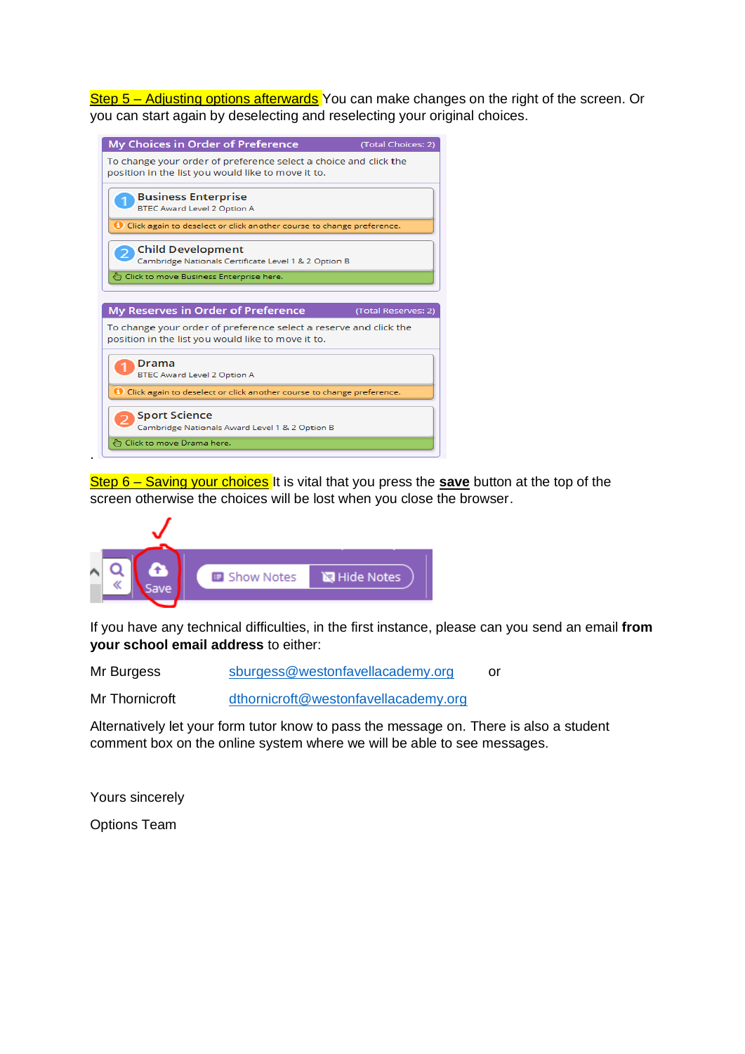Step 5 – Adjusting options afterwards You can make changes on the right of the screen. Or you can start again by deselecting and reselecting your original choices.

My Choices in Order of Preference (Total Choices: 2)

To change your order of preference select a choice and click the position in the list you would like to move it to.

1 Business Enterprise
BTEC Award Level 2 Option A
Click again to deselect or click another course to change preference.

2 Child Development
Cambridge Nationals Certificate Level 1 & 2 Option B
Click to move Business Enterprise here.

My Reserves in Order of Preference (Total Reserves: 2)

To change your order of preference select a reserve and click the position in the list you would like to move it to.

1 Drama
BTEC Award Level 2 Option A
Click again to deselect or click another course to change preference.

2 Sport Science
Cambridge Nationals Award Level 1 & 2 Option B
Click to move Drama here.

.

Step 6 – Saving your choices It is vital that you press the **save** button at the top of the screen otherwise the choices will be lost when you close the browser.

Save | Show Notes | Hide Notes

If you have any technical difficulties, in the first instance, please can you send an email **from your school email address** to either:

Mr Burgess sburgess@westonfavellacademy.org or

Mr Thornicroft dthornicroft@westonfavellacademy.org

Alternatively let your form tutor know to pass the message on. There is also a student comment box on the online system where we will be able to see messages.

Yours sincerely

Options Team